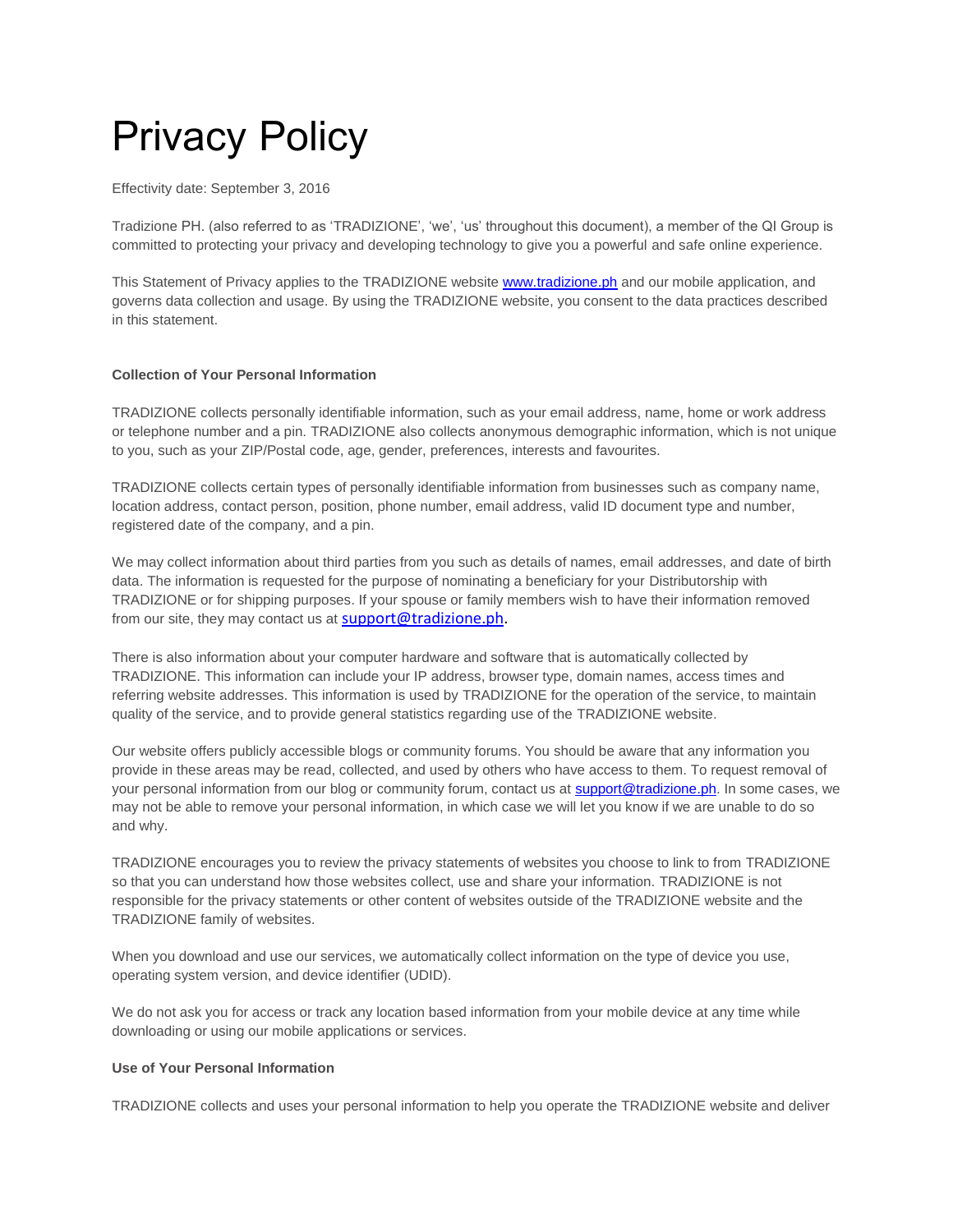# Privacy Policy

Effectivity date: September 3, 2016

Tradizione PH. (also referred to as 'TRADIZIONE', 'we', 'us' throughout this document), a member of the QI Group is committed to protecting your privacy and developing technology to give you a powerful and safe online experience.

This Statement of Privacy applies to the TRADIZIONE website www.tradizione.ph and our mobile application, and governs data collection and usage. By using the TRADIZIONE website, you consent to the data practices described in this statement.

**Collection of Your Personal Information**

TRADIZIONE collects personally identifiable information, such as your email address, name, home or work address or telephone number and a pin. TRADIZIONE also collects anonymous demographic information, which is not unique to you, such as your ZIP/Postal code, age, gender, preferences, interests and favourites.

TRADIZIONE collects certain types of personally identifiable information from businesses such as company name, location address, contact person, position, phone number, email address, valid ID document type and number, registered date of the company, and a pin.

We may collect information about third parties from you such as details of names, email addresses, and date of birth data. The information is requested for the purpose of nominating a beneficiary for your Distributorship with TRADIZIONE or for shipping purposes. If your spouse or family members wish to have their information removed from our site, they may contact us at support@tradizione.ph.

There is also information about your computer hardware and software that is automatically collected by TRADIZIONE. This information can include your IP address, browser type, domain names, access times and referring website addresses. This information is used by TRADIZIONE for the operation of the service, to maintain quality of the service, and to provide general statistics regarding use of the TRADIZIONE website.

Our website offers publicly accessible blogs or community forums. You should be aware that any information you provide in these areas may be read, collected, and used by others who have access to them. To request removal of your personal information from our blog or community forum, contact us at support@tradizione.ph. In some cases, we may not be able to remove your personal information, in which case we will let you know if we are unable to do so and why.

TRADIZIONE encourages you to review the privacy statements of websites you choose to link to from TRADIZIONE so that you can understand how those websites collect, use and share your information. TRADIZIONE is not responsible for the privacy statements or other content of websites outside of the TRADIZIONE website and the TRADIZIONE family of websites.

When you download and use our services, we automatically collect information on the type of device you use, operating system version, and device identifier (UDID).

We do not ask you for access or track any location based information from your mobile device at any time while downloading or using our mobile applications or services.

**Use of Your Personal Information**

TRADIZIONE collects and uses your personal information to help you operate the TRADIZIONE website and deliver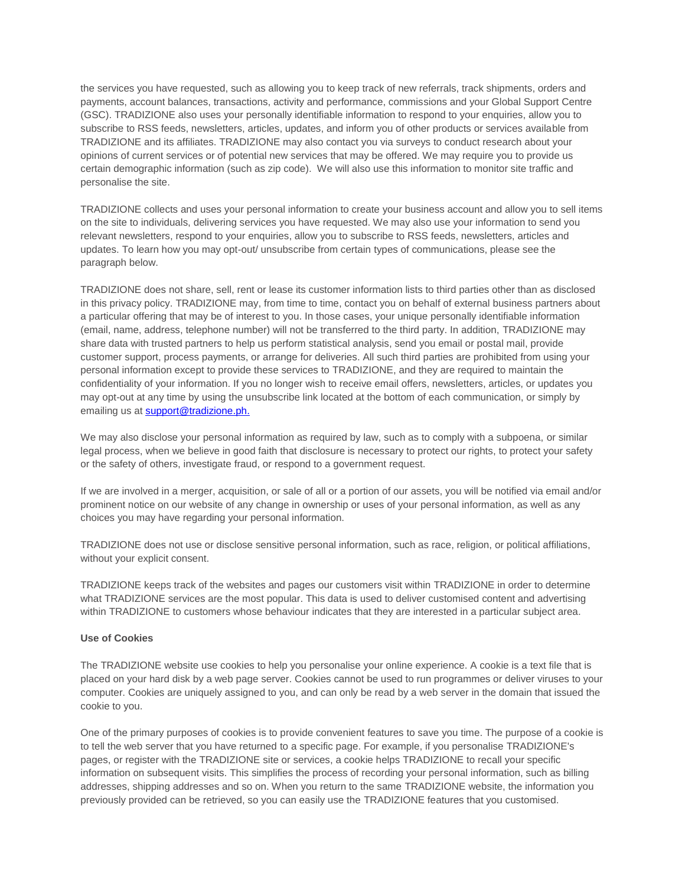the services you have requested, such as allowing you to keep track of new referrals, track shipments, orders and payments, account balances, transactions, activity and performance, commissions and your Global Support Centre (GSC). TRADIZIONE also uses your personally identifiable information to respond to your enquiries, allow you to subscribe to RSS feeds, newsletters, articles, updates, and inform you of other products or services available from TRADIZIONE and its affiliates. TRADIZIONE may also contact you via surveys to conduct research about your opinions of current services or of potential new services that may be offered. We may require you to provide us certain demographic information (such as zip code). We will also use this information to monitor site traffic and personalise the site.

TRADIZIONE collects and uses your personal information to create your business account and allow you to sell items on the site to individuals, delivering services you have requested. We may also use your information to send you relevant newsletters, respond to your enquiries, allow you to subscribe to RSS feeds, newsletters, articles and updates. To learn how you may opt-out/ unsubscribe from certain types of communications, please see the paragraph below.

TRADIZIONE does not share, sell, rent or lease its customer information lists to third parties other than as disclosed in this privacy policy. TRADIZIONE may, from time to time, contact you on behalf of external business partners about a particular offering that may be of interest to you. In those cases, your unique personally identifiable information (email, name, address, telephone number) will not be transferred to the third party. In addition, TRADIZIONE may share data with trusted partners to help us perform statistical analysis, send you email or postal mail, provide customer support, process payments, or arrange for deliveries. All such third parties are prohibited from using your personal information except to provide these services to TRADIZIONE, and they are required to maintain the confidentiality of your information. If you no longer wish to receive email offers, newsletters, articles, or updates you may opt-out at any time by using the unsubscribe link located at the bottom of each communication, or simply by emailing us at support@tradizione.ph.

We may also disclose your personal information as required by law, such as to comply with a subpoena, or similar legal process, when we believe in good faith that disclosure is necessary to protect our rights, to protect your safety or the safety of others, investigate fraud, or respond to a government request.

If we are involved in a merger, acquisition, or sale of all or a portion of our assets, you will be notified via email and/or prominent notice on our website of any change in ownership or uses of your personal information, as well as any choices you may have regarding your personal information.

TRADIZIONE does not use or disclose sensitive personal information, such as race, religion, or political affiliations, without your explicit consent.

TRADIZIONE keeps track of the websites and pages our customers visit within TRADIZIONE in order to determine what TRADIZIONE services are the most popular. This data is used to deliver customised content and advertising within TRADIZIONE to customers whose behaviour indicates that they are interested in a particular subject area.

**Use of Cookies**

The TRADIZIONE website use cookies to help you personalise your online experience. A cookie is a text file that is placed on your hard disk by a web page server. Cookies cannot be used to run programmes or deliver viruses to your computer. Cookies are uniquely assigned to you, and can only be read by a web server in the domain that issued the cookie to you.

One of the primary purposes of cookies is to provide convenient features to save you time. The purpose of a cookie is to tell the web server that you have returned to a specific page. For example, if you personalise TRADIZIONE's pages, or register with the TRADIZIONE site or services, a cookie helps TRADIZIONE to recall your specific information on subsequent visits. This simplifies the process of recording your personal information, such as billing addresses, shipping addresses and so on. When you return to the same TRADIZIONE website, the information you previously provided can be retrieved, so you can easily use the TRADIZIONE features that you customised.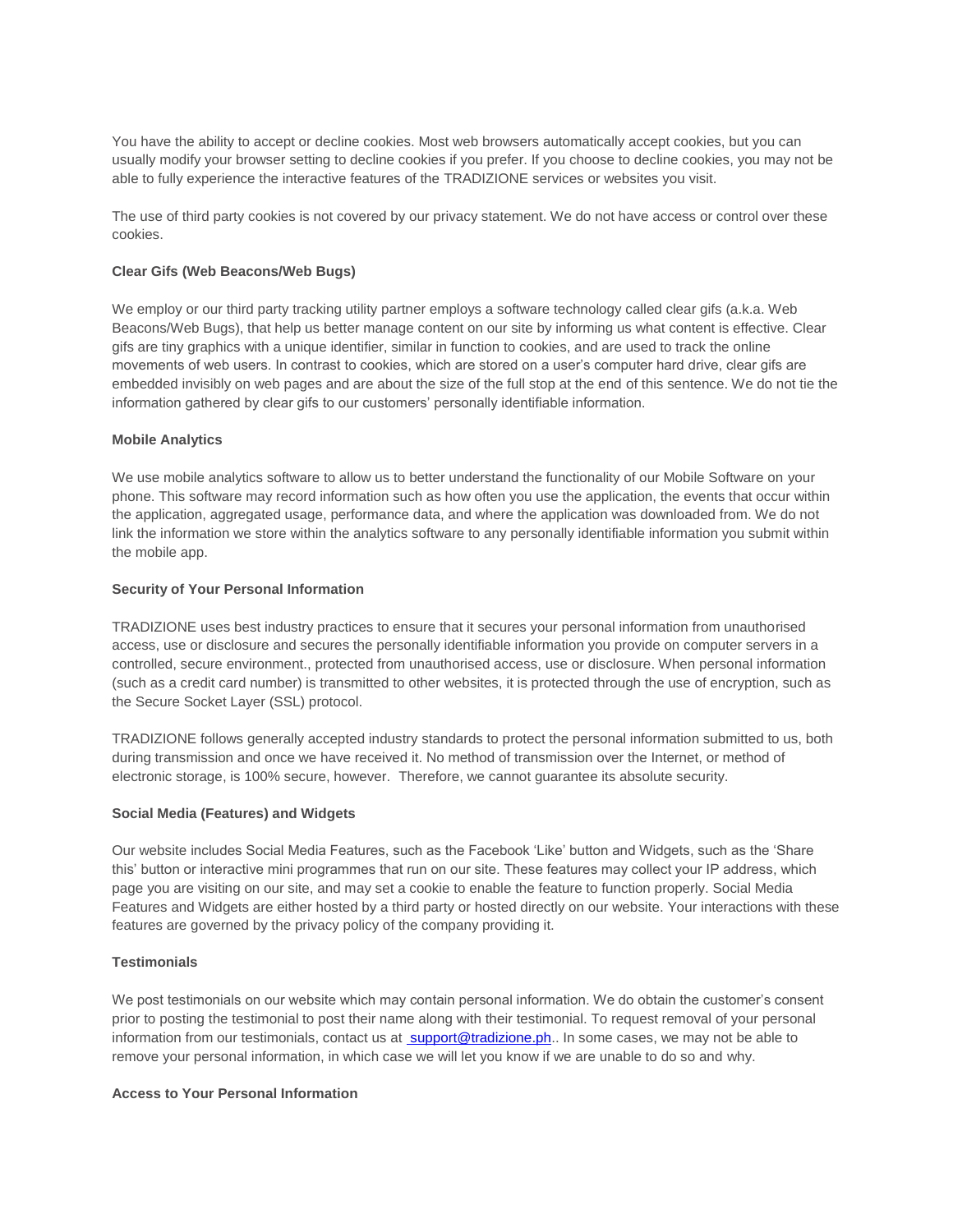You have the ability to accept or decline cookies. Most web browsers automatically accept cookies, but you can usually modify your browser setting to decline cookies if you prefer. If you choose to decline cookies, you may not be able to fully experience the interactive features of the TRADIZIONE services or websites you visit.

The use of third party cookies is not covered by our privacy statement. We do not have access or control over these cookies.

**Clear Gifs (Web Beacons/Web Bugs)**

We employ or our third party tracking utility partner employs a software technology called clear gifs (a.k.a. Web Beacons/Web Bugs), that help us better manage content on our site by informing us what content is effective. Clear gifs are tiny graphics with a unique identifier, similar in function to cookies, and are used to track the online movements of web users. In contrast to cookies, which are stored on a user's computer hard drive, clear gifs are embedded invisibly on web pages and are about the size of the full stop at the end of this sentence. We do not tie the information gathered by clear gifs to our customers' personally identifiable information.

**Mobile Analytics**

We use mobile analytics software to allow us to better understand the functionality of our Mobile Software on your phone. This software may record information such as how often you use the application, the events that occur within the application, aggregated usage, performance data, and where the application was downloaded from. We do not link the information we store within the analytics software to any personally identifiable information you submit within the mobile app.

**Security of Your Personal Information**

TRADIZIONE uses best industry practices to ensure that it secures your personal information from unauthorised access, use or disclosure and secures the personally identifiable information you provide on computer servers in a controlled, secure environment., protected from unauthorised access, use or disclosure. When personal information (such as a credit card number) is transmitted to other websites, it is protected through the use of encryption, such as the Secure Socket Layer (SSL) protocol.

TRADIZIONE follows generally accepted industry standards to protect the personal information submitted to us, both during transmission and once we have received it. No method of transmission over the Internet, or method of electronic storage, is 100% secure, however. Therefore, we cannot guarantee its absolute security.

**Social Media (Features) and Widgets**

Our website includes Social Media Features, such as the Facebook 'Like' button and Widgets, such as the 'Share this' button or interactive mini programmes that run on our site. These features may collect your IP address, which page you are visiting on our site, and may set a cookie to enable the feature to function properly. Social Media Features and Widgets are either hosted by a third party or hosted directly on our website. Your interactions with these features are governed by the privacy policy of the company providing it.

**Testimonials**

We post testimonials on our website which may contain personal information. We do obtain the customer's consent prior to posting the testimonial to post their name along with their testimonial. To request removal of your personal information from our testimonials, contact us at support@tradizione.ph.. In some cases, we may not be able to remove your personal information, in which case we will let you know if we are unable to do so and why.

**Access to Your Personal Information**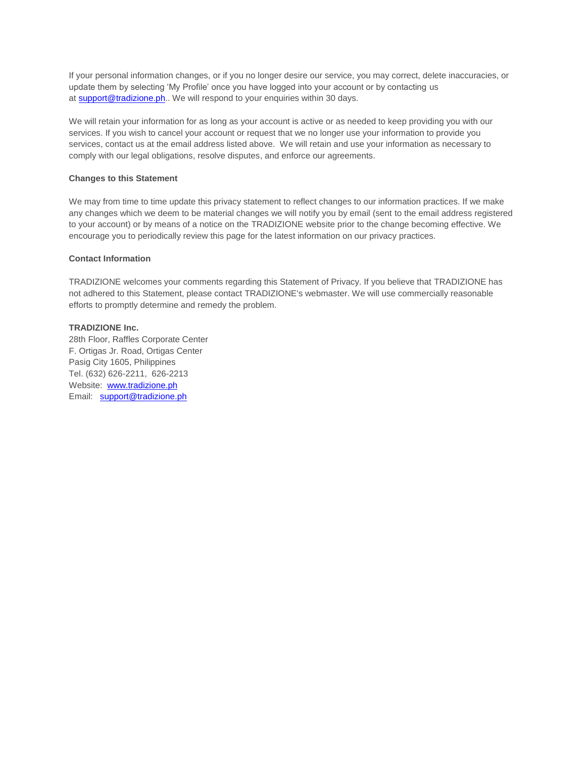If your personal information changes, or if you no longer desire our service, you may correct, delete inaccuracies, or update them by selecting 'My Profile' once you have logged into your account or by contacting us at support@tradizione.ph.. We will respond to your enquiries within 30 days.

We will retain your information for as long as your account is active or as needed to keep providing you with our services. If you wish to cancel your account or request that we no longer use your information to provide you services, contact us at the email address listed above. We will retain and use your information as necessary to comply with our legal obligations, resolve disputes, and enforce our agreements.

**Changes to this Statement**

We may from time to time update this privacy statement to reflect changes to our information practices. If we make any changes which we deem to be material changes we will notify you by email (sent to the email address registered to your account) or by means of a notice on the TRADIZIONE website prior to the change becoming effective. We encourage you to periodically review this page for the latest information on our privacy practices.

**Contact Information**

TRADIZIONE welcomes your comments regarding this Statement of Privacy. If you believe that TRADIZIONE has not adhered to this Statement, please contact TRADIZIONE's webmaster. We will use commercially reasonable efforts to promptly determine and remedy the problem.

**TRADIZIONE Inc.**
28th Floor, Raffles Corporate Center
F. Ortigas Jr. Road, Ortigas Center
Pasig City 1605, Philippines
Tel. (632) 626-2211, 626-2213
Website: www.tradizione.ph
Email: support@tradizione.ph